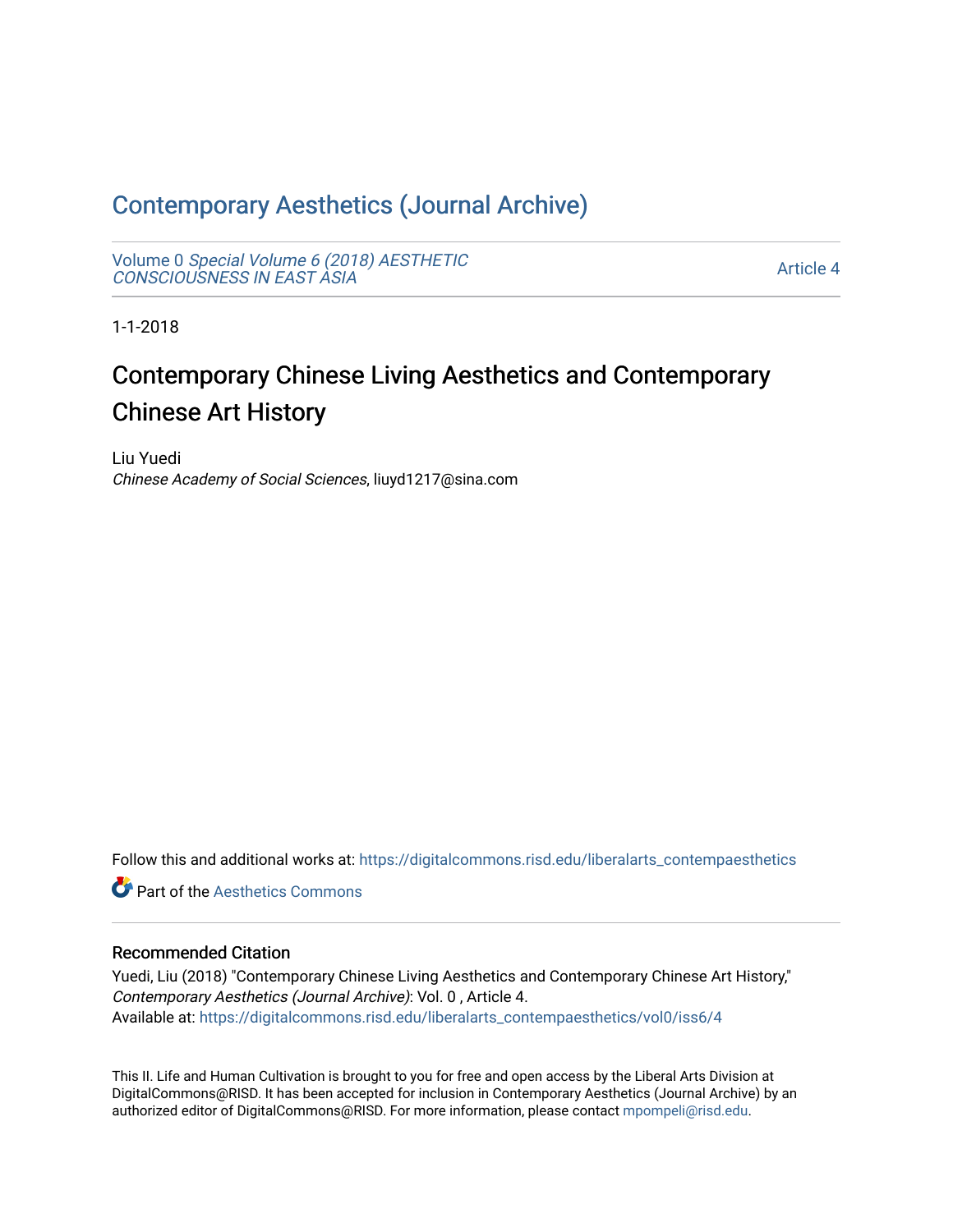# Contemporary Aesthetics (Journal Archive)

Volume 0 *Special Volume 6 (2018) AESTHETIC CONSCIOUSNESS IN EAST ASIA*

Article 4

1-1-2018

## Contemporary Chinese Living Aesthetics and Contemporary Chinese Art History

Liu Yuedi
*Chinese Academy of Social Sciences*, liuyd1217@sina.com

Follow this and additional works at: https://digitalcommons.risd.edu/liberalarts_contempaesthetics

Part of the Aesthetics Commons

### Recommended Citation

Yuedi, Liu (2018) "Contemporary Chinese Living Aesthetics and Contemporary Chinese Art History," *Contemporary Aesthetics (Journal Archive)*: Vol. 0 , Article 4.
Available at: https://digitalcommons.risd.edu/liberalarts_contempaesthetics/vol0/iss6/4

This II. Life and Human Cultivation is brought to you for free and open access by the Liberal Arts Division at DigitalCommons@RISD. It has been accepted for inclusion in Contemporary Aesthetics (Journal Archive) by an authorized editor of DigitalCommons@RISD. For more information, please contact mpompeli@risd.edu.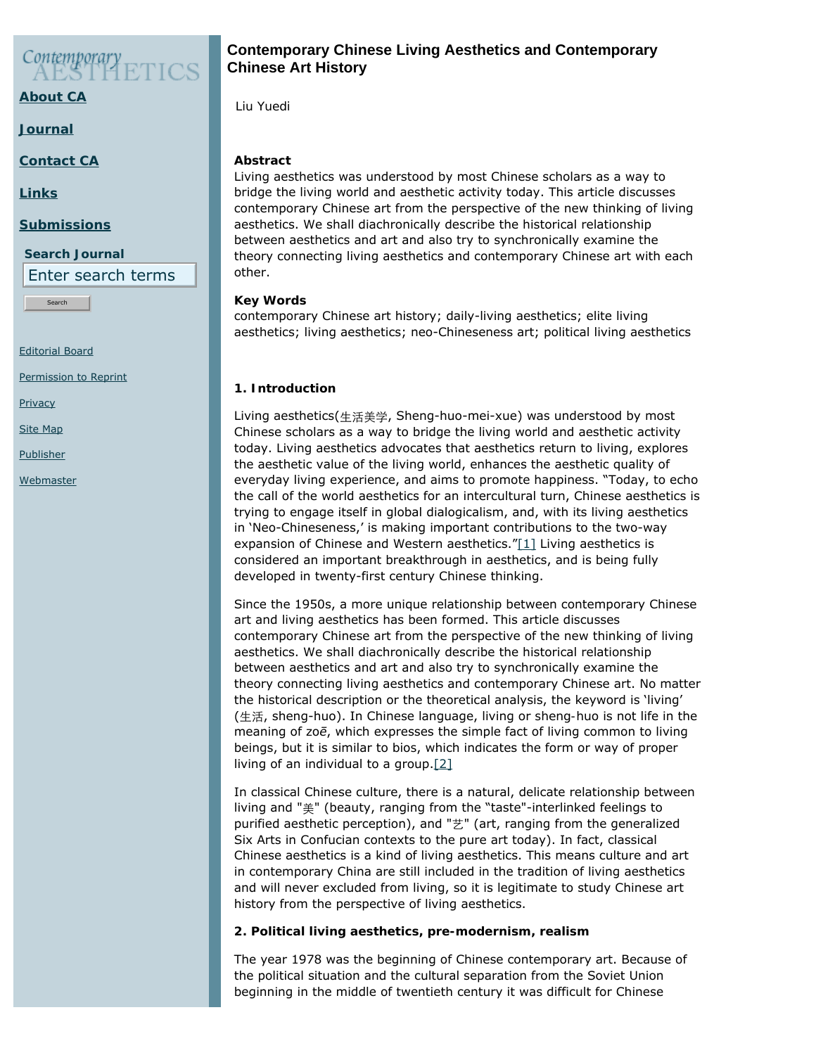# Contemporary Chinese Living Aesthetics and Contemporary Chinese Art History

Liu Yuedi

**Abstract**

Living aesthetics was understood by most Chinese scholars as a way to bridge the living world and aesthetic activity today. This article discusses contemporary Chinese art from the perspective of the new thinking of living aesthetics. We shall diachronically describe the historical relationship between aesthetics and art and also try to synchronically examine the theory connecting living aesthetics and contemporary Chinese art with each other.

**Key Words**

contemporary Chinese art history; daily-living aesthetics; elite living aesthetics; living aesthetics; neo-Chineseness art; political living aesthetics

## 1. Introduction

Living aesthetics(生活美学, Sheng-huo-mei-xue) was understood by most Chinese scholars as a way to bridge the living world and aesthetic activity today. Living aesthetics advocates that aesthetics return to living, explores the aesthetic value of the living world, enhances the aesthetic quality of everyday living experience, and aims to promote happiness. "Today, to echo the call of the world aesthetics for an intercultural turn, Chinese aesthetics is trying to engage itself in global dialogicalism, and, with its living aesthetics in 'Neo-Chineseness,' is making important contributions to the two-way expansion of Chinese and Western aesthetics."[1] Living aesthetics is considered an important breakthrough in aesthetics, and is being fully developed in twenty-first century Chinese thinking.

Since the 1950s, a more unique relationship between contemporary Chinese art and living aesthetics has been formed. This article discusses contemporary Chinese art from the perspective of the new thinking of living aesthetics. We shall diachronically describe the historical relationship between aesthetics and art and also try to synchronically examine the theory connecting living aesthetics and contemporary Chinese art. No matter the historical description or the theoretical analysis, the keyword is 'living' (生活, sheng-huo). In Chinese language, living or sheng-huo is not life in the meaning of *zoē*, which expresses the simple fact of living common to living beings, but it is similar to bios, which indicates the form or way of proper living of an individual to a group.[2]

In classical Chinese culture, there is a natural, delicate relationship between living and "美" (beauty, ranging from the "taste"-interlinked feelings to purified aesthetic perception), and "艺" (art, ranging from the generalized Six Arts in Confucian contexts to the pure art today). In fact, classical Chinese aesthetics is a kind of living aesthetics. This means culture and art in contemporary China are still included in the tradition of living aesthetics and will never excluded from living, so it is legitimate to study Chinese art history from the perspective of living aesthetics.

## 2. Political living aesthetics, pre-modernism, realism

The year 1978 was the beginning of Chinese contemporary art. Because of the political situation and the cultural separation from the Soviet Union beginning in the middle of twentieth century it was difficult for Chinese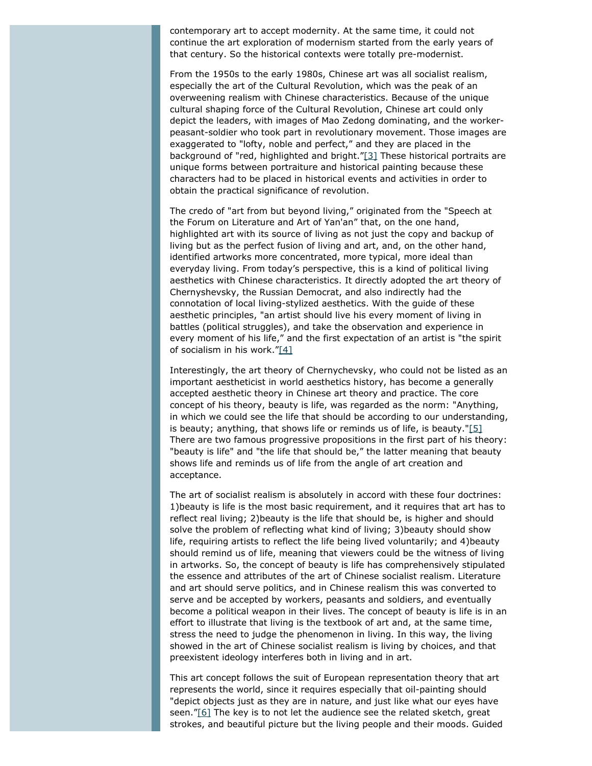contemporary art to accept modernity. At the same time, it could not continue the art exploration of modernism started from the early years of that century. So the historical contexts were totally pre-modernist.

From the 1950s to the early 1980s, Chinese art was all socialist realism, especially the art of the Cultural Revolution, which was the peak of an overweening realism with Chinese characteristics. Because of the unique cultural shaping force of the Cultural Revolution, Chinese art could only depict the leaders, with images of Mao Zedong dominating, and the worker-peasant-soldier who took part in revolutionary movement. Those images are exaggerated to "lofty, noble and perfect," and they are placed in the background of "red, highlighted and bright."[3] These historical portraits are unique forms between portraiture and historical painting because these characters had to be placed in historical events and activities in order to obtain the practical significance of revolution.

The credo of "art from but beyond living," originated from the "Speech at the Forum on Literature and Art of Yan'an" that, on the one hand, highlighted art with its source of living as not just the copy and backup of living but as the perfect fusion of living and art, and, on the other hand, identified artworks more concentrated, more typical, more ideal than everyday living. From today's perspective, this is a kind of political living aesthetics with Chinese characteristics. It directly adopted the art theory of Chernyshevsky, the Russian Democrat, and also indirectly had the connotation of local living-stylized aesthetics. With the guide of these aesthetic principles, "an artist should live his every moment of living in battles (political struggles), and take the observation and experience in every moment of his life," and the first expectation of an artist is "the spirit of socialism in his work."[4]

Interestingly, the art theory of Chernychevsky, who could not be listed as an important aestheticist in world aesthetics history, has become a generally accepted aesthetic theory in Chinese art theory and practice. The core concept of his theory, beauty is life, was regarded as the norm: "Anything, in which we could see the life that should be according to our understanding, is beauty; anything, that shows life or reminds us of life, is beauty."[5] There are two famous progressive propositions in the first part of his theory: "beauty is life" and "the life that should be," the latter meaning that beauty shows life and reminds us of life from the angle of art creation and acceptance.

The art of socialist realism is absolutely in accord with these four doctrines: 1)beauty is life is the most basic requirement, and it requires that art has to reflect real living; 2)beauty is the life that should be, is higher and should solve the problem of reflecting what kind of living; 3)beauty should show life, requiring artists to reflect the life being lived voluntarily; and 4)beauty should remind us of life, meaning that viewers could be the witness of living in artworks. So, the concept of beauty is life has comprehensively stipulated the essence and attributes of the art of Chinese socialist realism. Literature and art should serve politics, and in Chinese realism this was converted to serve and be accepted by workers, peasants and soldiers, and eventually become a political weapon in their lives. The concept of beauty is life is in an effort to illustrate that living is the textbook of art and, at the same time, stress the need to judge the phenomenon in living. In this way, the living showed in the art of Chinese socialist realism is living by choices, and that preexistent ideology interferes both in living and in art.

This art concept follows the suit of European representation theory that art represents the world, since it requires especially that oil-painting should "depict objects just as they are in nature, and just like what our eyes have seen."[6] The key is to not let the audience see the related sketch, great strokes, and beautiful picture but the living people and their moods. Guided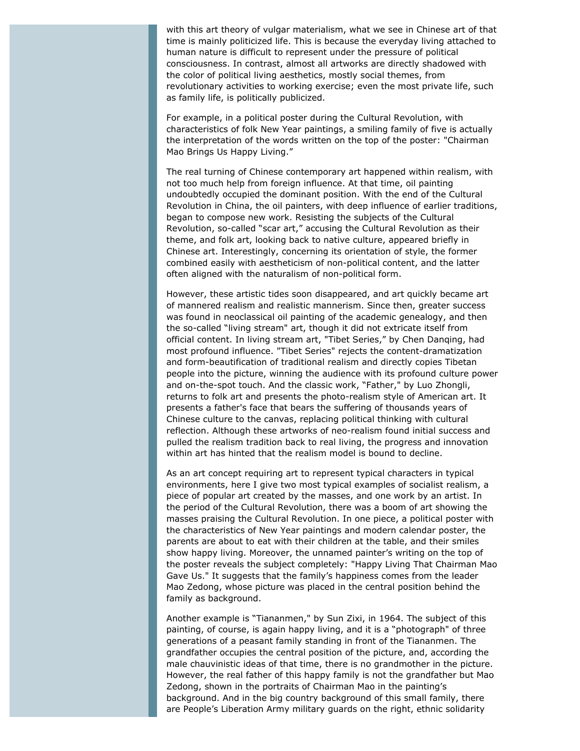with this art theory of vulgar materialism, what we see in Chinese art of that time is mainly politicized life. This is because the everyday living attached to human nature is difficult to represent under the pressure of political consciousness. In contrast, almost all artworks are directly shadowed with the color of political living aesthetics, mostly social themes, from revolutionary activities to working exercise; even the most private life, such as family life, is politically publicized.

For example, in a political poster during the Cultural Revolution, with characteristics of folk New Year paintings, a smiling family of five is actually the interpretation of the words written on the top of the poster: "Chairman Mao Brings Us Happy Living."

The real turning of Chinese contemporary art happened within realism, with not too much help from foreign influence. At that time, oil painting undoubtedly occupied the dominant position. With the end of the Cultural Revolution in China, the oil painters, with deep influence of earlier traditions, began to compose new work. Resisting the subjects of the Cultural Revolution, so-called "scar art," accusing the Cultural Revolution as their theme, and folk art, looking back to native culture, appeared briefly in Chinese art. Interestingly, concerning its orientation of style, the former combined easily with aestheticism of non-political content, and the latter often aligned with the naturalism of non-political form.

However, these artistic tides soon disappeared, and art quickly became art of mannered realism and realistic mannerism. Since then, greater success was found in neoclassical oil painting of the academic genealogy, and then the so-called "living stream" art, though it did not extricate itself from official content. In living stream art, "Tibet Series," by Chen Danqing, had most profound influence. "Tibet Series" rejects the content-dramatization and form-beautification of traditional realism and directly copies Tibetan people into the picture, winning the audience with its profound culture power and on-the-spot touch. And the classic work, "Father," by Luo Zhongli, returns to folk art and presents the photo-realism style of American art. It presents a father's face that bears the suffering of thousands years of Chinese culture to the canvas, replacing political thinking with cultural reflection. Although these artworks of neo-realism found initial success and pulled the realism tradition back to real living, the progress and innovation within art has hinted that the realism model is bound to decline.

As an art concept requiring art to represent typical characters in typical environments, here I give two most typical examples of socialist realism, a piece of popular art created by the masses, and one work by an artist. In the period of the Cultural Revolution, there was a boom of art showing the masses praising the Cultural Revolution. In one piece, a political poster with the characteristics of New Year paintings and modern calendar poster, the parents are about to eat with their children at the table, and their smiles show happy living. Moreover, the unnamed painter's writing on the top of the poster reveals the subject completely: "Happy Living That Chairman Mao Gave Us." It suggests that the family's happiness comes from the leader Mao Zedong, whose picture was placed in the central position behind the family as background.

Another example is "Tiananmen," by Sun Zixi, in 1964. The subject of this painting, of course, is again happy living, and it is a "photograph" of three generations of a peasant family standing in front of the Tiananmen. The grandfather occupies the central position of the picture, and, according the male chauvinistic ideas of that time, there is no grandmother in the picture. However, the real father of this happy family is not the grandfather but Mao Zedong, shown in the portraits of Chairman Mao in the painting's background. And in the big country background of this small family, there are People's Liberation Army military guards on the right, ethnic solidarity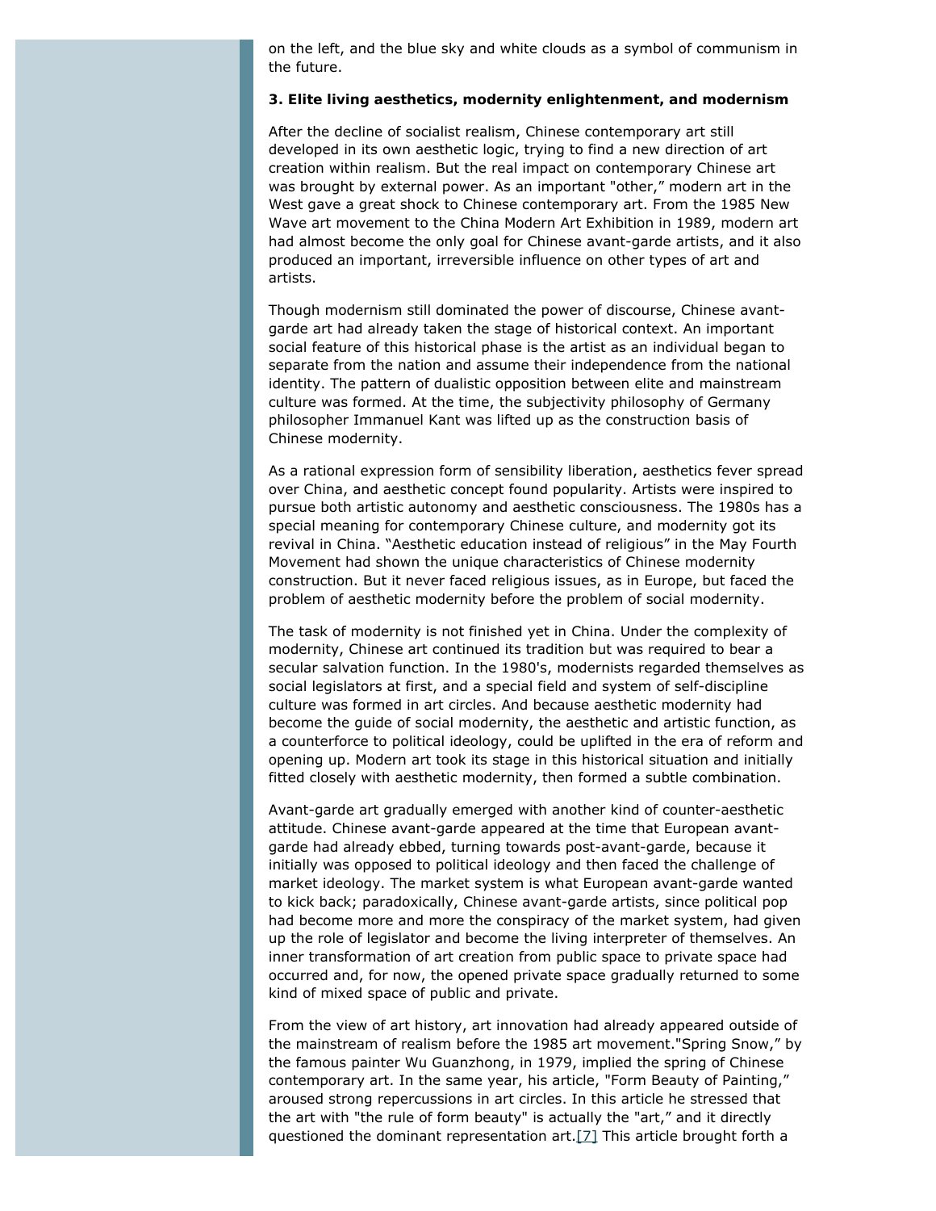on the left, and the blue sky and white clouds as a symbol of communism in the future.

**3. Elite living aesthetics, modernity enlightenment, and modernism**

After the decline of socialist realism, Chinese contemporary art still developed in its own aesthetic logic, trying to find a new direction of art creation within realism. But the real impact on contemporary Chinese art was brought by external power. As an important "other," modern art in the West gave a great shock to Chinese contemporary art. From the 1985 New Wave art movement to the China Modern Art Exhibition in 1989, modern art had almost become the only goal for Chinese avant-garde artists, and it also produced an important, irreversible influence on other types of art and artists.

Though modernism still dominated the power of discourse, Chinese avant-garde art had already taken the stage of historical context. An important social feature of this historical phase is the artist as an individual began to separate from the nation and assume their independence from the national identity. The pattern of dualistic opposition between elite and mainstream culture was formed. At the time, the subjectivity philosophy of Germany philosopher Immanuel Kant was lifted up as the construction basis of Chinese modernity.

As a rational expression form of sensibility liberation, aesthetics fever spread over China, and aesthetic concept found popularity. Artists were inspired to pursue both artistic autonomy and aesthetic consciousness. The 1980s has a special meaning for contemporary Chinese culture, and modernity got its revival in China. "Aesthetic education instead of religious" in the May Fourth Movement had shown the unique characteristics of Chinese modernity construction. But it never faced religious issues, as in Europe, but faced the problem of aesthetic modernity before the problem of social modernity.

The task of modernity is not finished yet in China. Under the complexity of modernity, Chinese art continued its tradition but was required to bear a secular salvation function. In the 1980's, modernists regarded themselves as social legislators at first, and a special field and system of self-discipline culture was formed in art circles. And because aesthetic modernity had become the guide of social modernity, the aesthetic and artistic function, as a counterforce to political ideology, could be uplifted in the era of reform and opening up. Modern art took its stage in this historical situation and initially fitted closely with aesthetic modernity, then formed a subtle combination.

Avant-garde art gradually emerged with another kind of counter-aesthetic attitude. Chinese avant-garde appeared at the time that European avant-garde had already ebbed, turning towards post-avant-garde, because it initially was opposed to political ideology and then faced the challenge of market ideology. The market system is what European avant-garde wanted to kick back; paradoxically, Chinese avant-garde artists, since political pop had become more and more the conspiracy of the market system, had given up the role of legislator and become the living interpreter of themselves. An inner transformation of art creation from public space to private space had occurred and, for now, the opened private space gradually returned to some kind of mixed space of public and private.

From the view of art history, art innovation had already appeared outside of the mainstream of realism before the 1985 art movement."Spring Snow," by the famous painter Wu Guanzhong, in 1979, implied the spring of Chinese contemporary art. In the same year, his article, "Form Beauty of Painting," aroused strong repercussions in art circles. In this article he stressed that the art with "the rule of form beauty" is actually the "art," and it directly questioned the dominant representation art.[7] This article brought forth a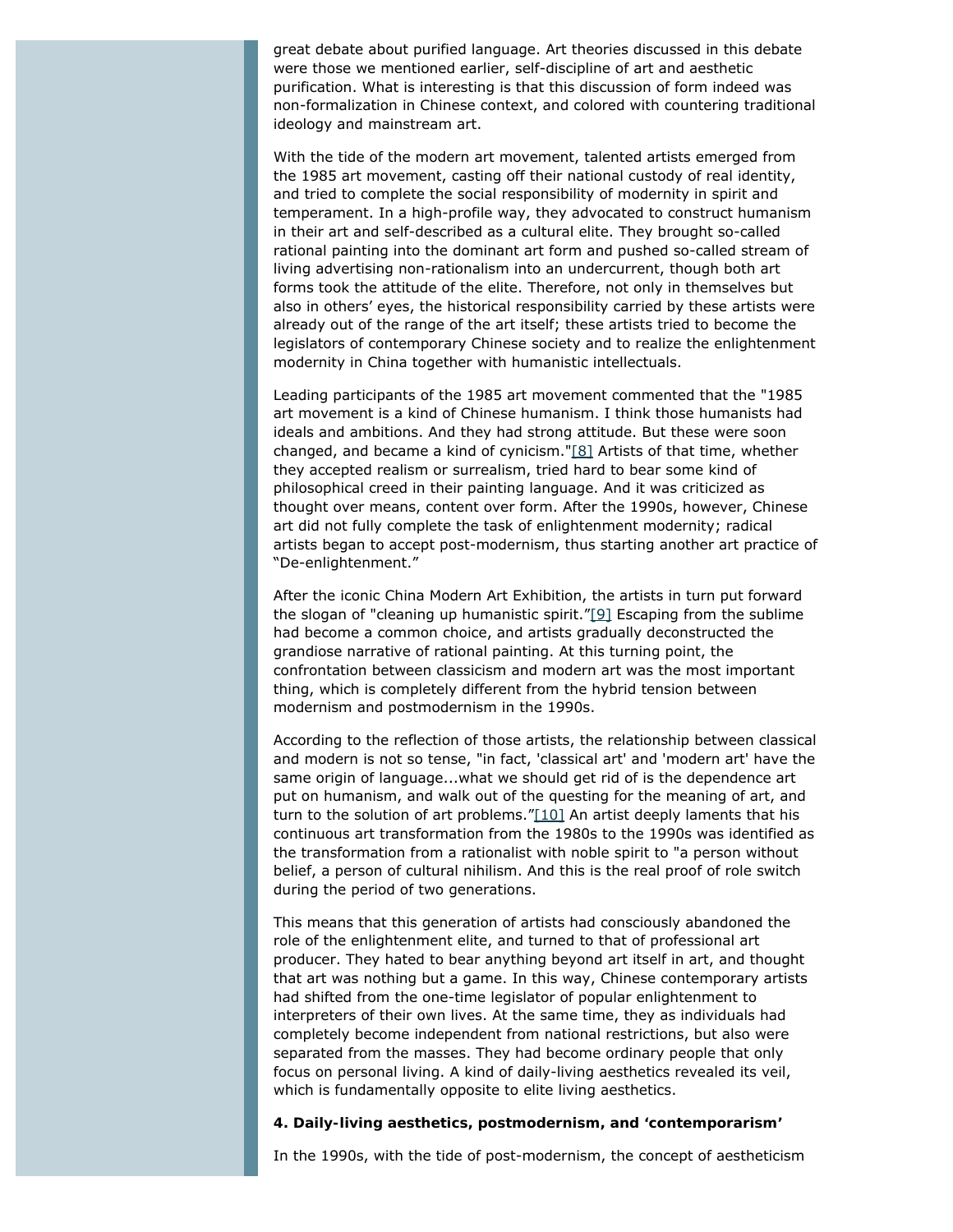great debate about purified language. Art theories discussed in this debate were those we mentioned earlier, self-discipline of art and aesthetic purification. What is interesting is that this discussion of form indeed was non-formalization in Chinese context, and colored with countering traditional ideology and mainstream art.

With the tide of the modern art movement, talented artists emerged from the 1985 art movement, casting off their national custody of real identity, and tried to complete the social responsibility of modernity in spirit and temperament. In a high-profile way, they advocated to construct humanism in their art and self-described as a cultural elite. They brought so-called rational painting into the dominant art form and pushed so-called stream of living advertising non-rationalism into an undercurrent, though both art forms took the attitude of the elite. Therefore, not only in themselves but also in others' eyes, the historical responsibility carried by these artists were already out of the range of the art itself; these artists tried to become the legislators of contemporary Chinese society and to realize the enlightenment modernity in China together with humanistic intellectuals.

Leading participants of the 1985 art movement commented that the "1985 art movement is a kind of Chinese humanism. I think those humanists had ideals and ambitions. And they had strong attitude. But these were soon changed, and became a kind of cynicism."[8] Artists of that time, whether they accepted realism or surrealism, tried hard to bear some kind of philosophical creed in their painting language. And it was criticized as thought over means, content over form. After the 1990s, however, Chinese art did not fully complete the task of enlightenment modernity; radical artists began to accept post-modernism, thus starting another art practice of "De-enlightenment."

After the iconic China Modern Art Exhibition, the artists in turn put forward the slogan of "cleaning up humanistic spirit."[9] Escaping from the sublime had become a common choice, and artists gradually deconstructed the grandiose narrative of rational painting. At this turning point, the confrontation between classicism and modern art was the most important thing, which is completely different from the hybrid tension between modernism and postmodernism in the 1990s.

According to the reflection of those artists, the relationship between classical and modern is not so tense, "in fact, 'classical art' and 'modern art' have the same origin of language...what we should get rid of is the dependence art put on humanism, and walk out of the questing for the meaning of art, and turn to the solution of art problems."[10] An artist deeply laments that his continuous art transformation from the 1980s to the 1990s was identified as the transformation from a rationalist with noble spirit to "a person without belief, a person of cultural nihilism. And this is the real proof of role switch during the period of two generations.

This means that this generation of artists had consciously abandoned the role of the enlightenment elite, and turned to that of professional art producer. They hated to bear anything beyond art itself in art, and thought that art was nothing but a game. In this way, Chinese contemporary artists had shifted from the one-time legislator of popular enlightenment to interpreters of their own lives. At the same time, they as individuals had completely become independent from national restrictions, but also were separated from the masses. They had become ordinary people that only focus on personal living. A kind of daily-living aesthetics revealed its veil, which is fundamentally opposite to elite living aesthetics.

**4. Daily-living aesthetics, postmodernism, and 'contemporarism'**

In the 1990s, with the tide of post-modernism, the concept of aestheticism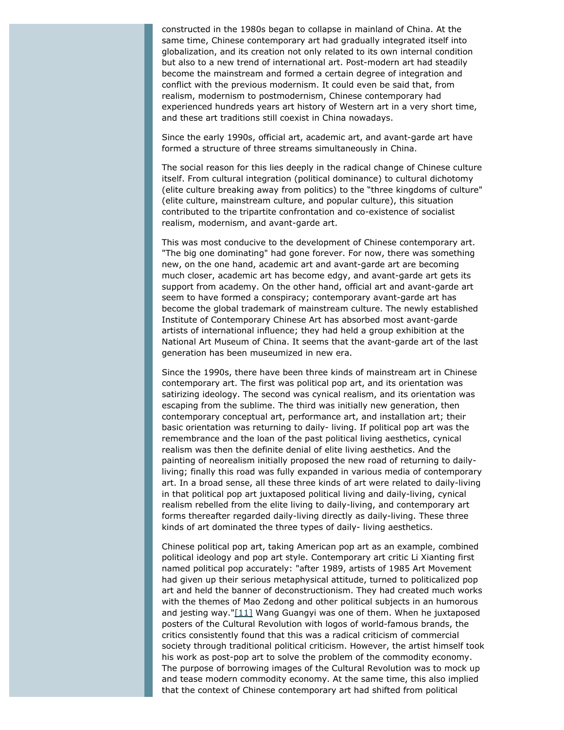constructed in the 1980s began to collapse in mainland of China. At the same time, Chinese contemporary art had gradually integrated itself into globalization, and its creation not only related to its own internal condition but also to a new trend of international art. Post-modern art had steadily become the mainstream and formed a certain degree of integration and conflict with the previous modernism. It could even be said that, from realism, modernism to postmodernism, Chinese contemporary had experienced hundreds years art history of Western art in a very short time, and these art traditions still coexist in China nowadays.

Since the early 1990s, official art, academic art, and avant-garde art have formed a structure of three streams simultaneously in China.

The social reason for this lies deeply in the radical change of Chinese culture itself. From cultural integration (political dominance) to cultural dichotomy (elite culture breaking away from politics) to the "three kingdoms of culture" (elite culture, mainstream culture, and popular culture), this situation contributed to the tripartite confrontation and co-existence of socialist realism, modernism, and avant-garde art.

This was most conducive to the development of Chinese contemporary art. "The big one dominating" had gone forever. For now, there was something new, on the one hand, academic art and avant-garde art are becoming much closer, academic art has become edgy, and avant-garde art gets its support from academy. On the other hand, official art and avant-garde art seem to have formed a conspiracy; contemporary avant-garde art has become the global trademark of mainstream culture. The newly established Institute of Contemporary Chinese Art has absorbed most avant-garde artists of international influence; they had held a group exhibition at the National Art Museum of China. It seems that the avant-garde art of the last generation has been museumized in new era.

Since the 1990s, there have been three kinds of mainstream art in Chinese contemporary art. The first was political pop art, and its orientation was satirizing ideology. The second was cynical realism, and its orientation was escaping from the sublime. The third was initially new generation, then contemporary conceptual art, performance art, and installation art; their basic orientation was returning to daily- living. If political pop art was the remembrance and the loan of the past political living aesthetics, cynical realism was then the definite denial of elite living aesthetics. And the painting of neorealism initially proposed the new road of returning to daily-living; finally this road was fully expanded in various media of contemporary art. In a broad sense, all these three kinds of art were related to daily-living in that political pop art juxtaposed political living and daily-living, cynical realism rebelled from the elite living to daily-living, and contemporary art forms thereafter regarded daily-living directly as daily-living. These three kinds of art dominated the three types of daily- living aesthetics.

Chinese political pop art, taking American pop art as an example, combined political ideology and pop art style. Contemporary art critic Li Xianting first named political pop accurately: "after 1989, artists of 1985 Art Movement had given up their serious metaphysical attitude, turned to politicalized pop art and held the banner of deconstructionism. They had created much works with the themes of Mao Zedong and other political subjects in an humorous and jesting way."[11] Wang Guangyi was one of them. When he juxtaposed posters of the Cultural Revolution with logos of world-famous brands, the critics consistently found that this was a radical criticism of commercial society through traditional political criticism. However, the artist himself took his work as post-pop art to solve the problem of the commodity economy. The purpose of borrowing images of the Cultural Revolution was to mock up and tease modern commodity economy. At the same time, this also implied that the context of Chinese contemporary art had shifted from political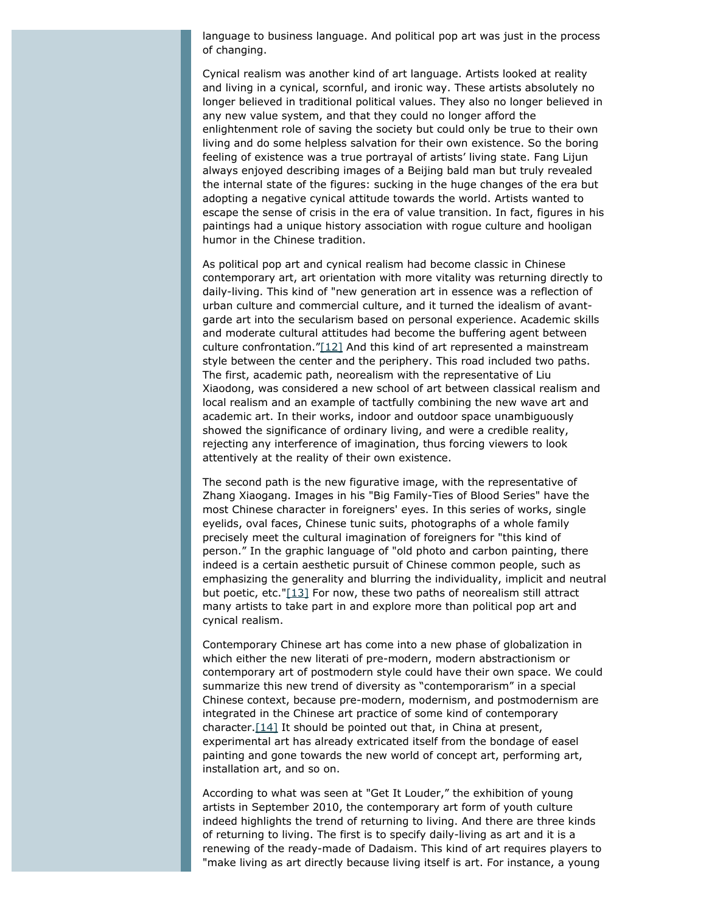language to business language. And political pop art was just in the process of changing.

Cynical realism was another kind of art language. Artists looked at reality and living in a cynical, scornful, and ironic way. These artists absolutely no longer believed in traditional political values. They also no longer believed in any new value system, and that they could no longer afford the enlightenment role of saving the society but could only be true to their own living and do some helpless salvation for their own existence. So the boring feeling of existence was a true portrayal of artists' living state. Fang Lijun always enjoyed describing images of a Beijing bald man but truly revealed the internal state of the figures: sucking in the huge changes of the era but adopting a negative cynical attitude towards the world. Artists wanted to escape the sense of crisis in the era of value transition. In fact, figures in his paintings had a unique history association with rogue culture and hooligan humor in the Chinese tradition.

As political pop art and cynical realism had become classic in Chinese contemporary art, art orientation with more vitality was returning directly to daily-living. This kind of "new generation art in essence was a reflection of urban culture and commercial culture, and it turned the idealism of avant-garde art into the secularism based on personal experience. Academic skills and moderate cultural attitudes had become the buffering agent between culture confrontation."[12] And this kind of art represented a mainstream style between the center and the periphery. This road included two paths. The first, academic path, neorealism with the representative of Liu Xiaodong, was considered a new school of art between classical realism and local realism and an example of tactfully combining the new wave art and academic art. In their works, indoor and outdoor space unambiguously showed the significance of ordinary living, and were a credible reality, rejecting any interference of imagination, thus forcing viewers to look attentively at the reality of their own existence.

The second path is the new figurative image, with the representative of Zhang Xiaogang. Images in his "Big Family-Ties of Blood Series" have the most Chinese character in foreigners' eyes. In this series of works, single eyelids, oval faces, Chinese tunic suits, photographs of a whole family precisely meet the cultural imagination of foreigners for "this kind of person." In the graphic language of "old photo and carbon painting, there indeed is a certain aesthetic pursuit of Chinese common people, such as emphasizing the generality and blurring the individuality, implicit and neutral but poetic, etc."[13] For now, these two paths of neorealism still attract many artists to take part in and explore more than political pop art and cynical realism.

Contemporary Chinese art has come into a new phase of globalization in which either the new literati of pre-modern, modern abstractionism or contemporary art of postmodern style could have their own space. We could summarize this new trend of diversity as "contemporarism" in a special Chinese context, because pre-modern, modernism, and postmodernism are integrated in the Chinese art practice of some kind of contemporary character.[14] It should be pointed out that, in China at present, experimental art has already extricated itself from the bondage of easel painting and gone towards the new world of concept art, performing art, installation art, and so on.

According to what was seen at "Get It Louder," the exhibition of young artists in September 2010, the contemporary art form of youth culture indeed highlights the trend of returning to living. And there are three kinds of returning to living. The first is to specify daily-living as art and it is a renewing of the ready-made of Dadaism. This kind of art requires players to "make living as art directly because living itself is art. For instance, a young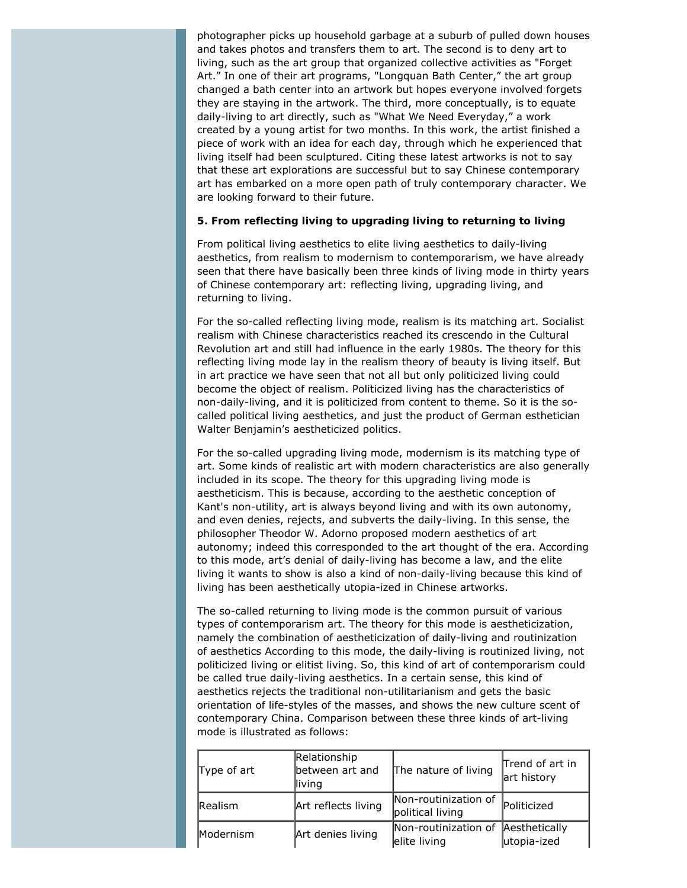photographer picks up household garbage at a suburb of pulled down houses and takes photos and transfers them to art. The second is to deny art to living, such as the art group that organized collective activities as "Forget Art." In one of their art programs, "Longquan Bath Center," the art group changed a bath center into an artwork but hopes everyone involved forgets they are staying in the artwork. The third, more conceptually, is to equate daily-living to art directly, such as "What We Need Everyday," a work created by a young artist for two months. In this work, the artist finished a piece of work with an idea for each day, through which he experienced that living itself had been sculptured. Citing these latest artworks is not to say that these art explorations are successful but to say Chinese contemporary art has embarked on a more open path of truly contemporary character. We are looking forward to their future.

**5. From reflecting living to upgrading living to returning to living**

From political living aesthetics to elite living aesthetics to daily-living aesthetics, from realism to modernism to contemporarism, we have already seen that there have basically been three kinds of living mode in thirty years of Chinese contemporary art: reflecting living, upgrading living, and returning to living.

For the so-called reflecting living mode, realism is its matching art. Socialist realism with Chinese characteristics reached its crescendo in the Cultural Revolution art and still had influence in the early 1980s. The theory for this reflecting living mode lay in the realism theory of beauty is living itself. But in art practice we have seen that not all but only politicized living could become the object of realism. Politicized living has the characteristics of non-daily-living, and it is politicized from content to theme. So it is the so-called political living aesthetics, and just the product of German esthetician Walter Benjamin's aestheticized politics.

For the so-called upgrading living mode, modernism is its matching type of art. Some kinds of realistic art with modern characteristics are also generally included in its scope. The theory for this upgrading living mode is aestheticism. This is because, according to the aesthetic conception of Kant's non-utility, art is always beyond living and with its own autonomy, and even denies, rejects, and subverts the daily-living. In this sense, the philosopher Theodor W. Adorno proposed modern aesthetics of art autonomy; indeed this corresponded to the art thought of the era. According to this mode, art's denial of daily-living has become a law, and the elite living it wants to show is also a kind of non-daily-living because this kind of living has been aesthetically utopia-ized in Chinese artworks.

The so-called returning to living mode is the common pursuit of various types of contemporarism art. The theory for this mode is aestheticization, namely the combination of aestheticization of daily-living and routinization of aesthetics According to this mode, the daily-living is routinized living, not politicized living or elitist living. So, this kind of art of contemporarism could be called true daily-living aesthetics. In a certain sense, this kind of aesthetics rejects the traditional non-utilitarianism and gets the basic orientation of life-styles of the masses, and shows the new culture scent of contemporary China. Comparison between these three kinds of art-living mode is illustrated as follows:

| Type of art | Relationship between art and living | The nature of living | Trend of art in art history |
|---|---|---|---|
| Realism | Art reflects living | Non-routinization of political living | Politicized |
| Modernism | Art denies living | Non-routinization of elite living | Aesthetically utopia-ized |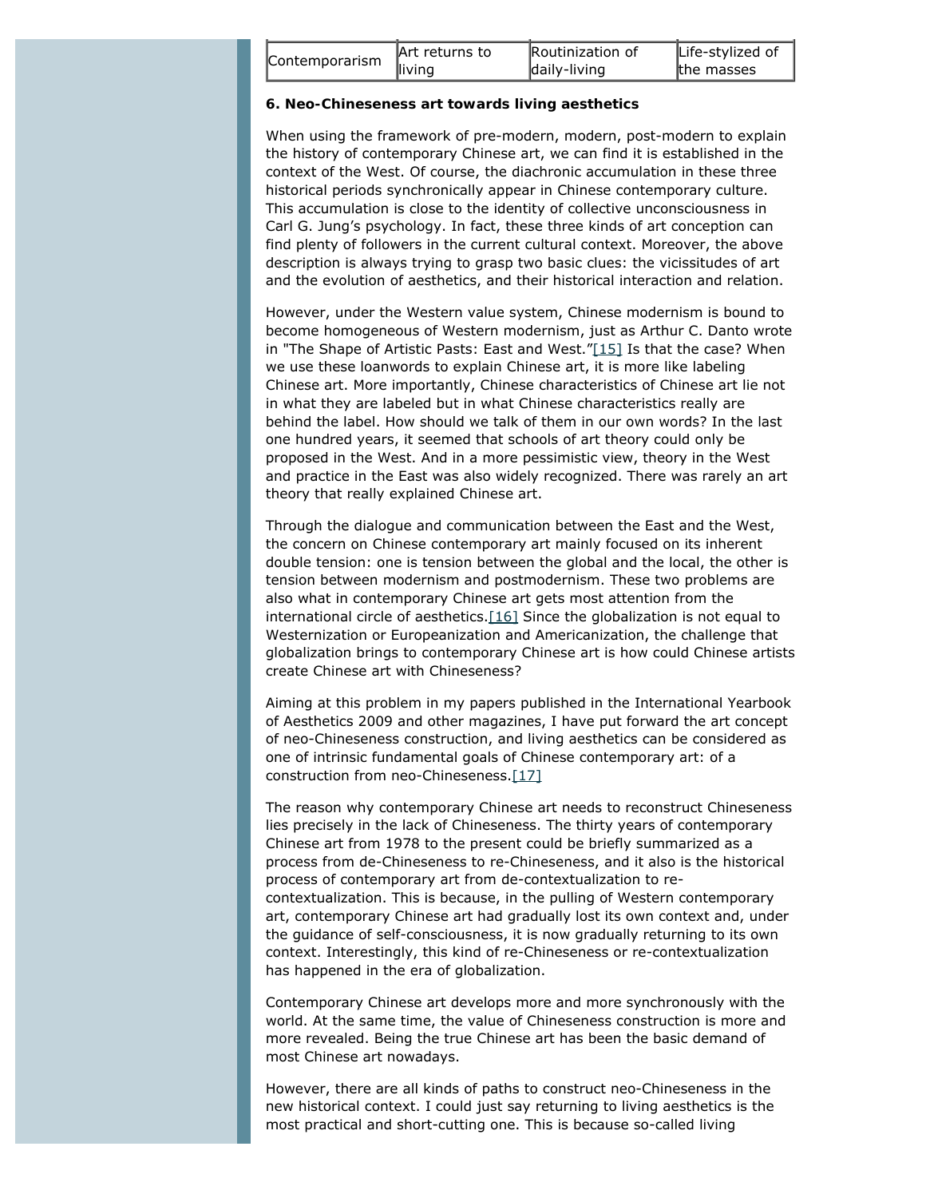| Contemporarism | Art returns to living | Routinization of daily-living | Life-stylized of the masses |
|---|---|---|---|

**6. Neo-Chineseness art towards living aesthetics**

When using the framework of pre-modern, modern, post-modern to explain the history of contemporary Chinese art, we can find it is established in the context of the West. Of course, the diachronic accumulation in these three historical periods synchronically appear in Chinese contemporary culture. This accumulation is close to the identity of collective unconsciousness in Carl G. Jung's psychology. In fact, these three kinds of art conception can find plenty of followers in the current cultural context. Moreover, the above description is always trying to grasp two basic clues: the vicissitudes of art and the evolution of aesthetics, and their historical interaction and relation.

However, under the Western value system, Chinese modernism is bound to become homogeneous of Western modernism, just as Arthur C. Danto wrote in "The Shape of Artistic Pasts: East and West."[15] Is that the case? When we use these loanwords to explain Chinese art, it is more like labeling Chinese art. More importantly, Chinese characteristics of Chinese art lie not in what they are labeled but in what Chinese characteristics really are behind the label. How should we talk of them in our own words? In the last one hundred years, it seemed that schools of art theory could only be proposed in the West. And in a more pessimistic view, theory in the West and practice in the East was also widely recognized. There was rarely an art theory that really explained Chinese art.

Through the dialogue and communication between the East and the West, the concern on Chinese contemporary art mainly focused on its inherent double tension: one is tension between the global and the local, the other is tension between modernism and postmodernism. These two problems are also what in contemporary Chinese art gets most attention from the international circle of aesthetics.[16] Since the globalization is not equal to Westernization or Europeanization and Americanization, the challenge that globalization brings to contemporary Chinese art is how could Chinese artists create Chinese art with Chineseness?

Aiming at this problem in my papers published in the International Yearbook of Aesthetics 2009 and other magazines, I have put forward the art concept of neo-Chineseness construction, and living aesthetics can be considered as one of intrinsic fundamental goals of Chinese contemporary art: of a construction from neo-Chineseness.[17]

The reason why contemporary Chinese art needs to reconstruct Chineseness lies precisely in the lack of Chineseness. The thirty years of contemporary Chinese art from 1978 to the present could be briefly summarized as a process from de-Chineseness to re-Chineseness, and it also is the historical process of contemporary art from de-contextualization to re-contextualization. This is because, in the pulling of Western contemporary art, contemporary Chinese art had gradually lost its own context and, under the guidance of self-consciousness, it is now gradually returning to its own context. Interestingly, this kind of re-Chineseness or re-contextualization has happened in the era of globalization.

Contemporary Chinese art develops more and more synchronously with the world. At the same time, the value of Chineseness construction is more and more revealed. Being the true Chinese art has been the basic demand of most Chinese art nowadays.

However, there are all kinds of paths to construct neo-Chineseness in the new historical context. I could just say returning to living aesthetics is the most practical and short-cutting one. This is because so-called living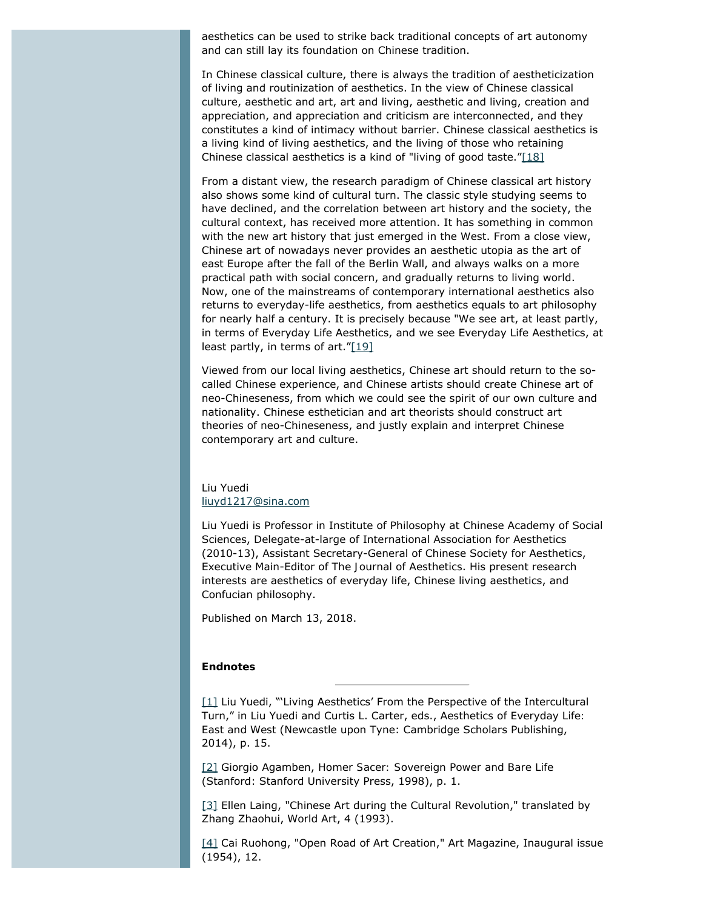aesthetics can be used to strike back traditional concepts of art autonomy and can still lay its foundation on Chinese tradition.

In Chinese classical culture, there is always the tradition of aestheticization of living and routinization of aesthetics. In the view of Chinese classical culture, aesthetic and art, art and living, aesthetic and living, creation and appreciation, and appreciation and criticism are interconnected, and they constitutes a kind of intimacy without barrier. Chinese classical aesthetics is a living kind of living aesthetics, and the living of those who retaining Chinese classical aesthetics is a kind of "living of good taste."[18]

From a distant view, the research paradigm of Chinese classical art history also shows some kind of cultural turn. The classic style studying seems to have declined, and the correlation between art history and the society, the cultural context, has received more attention. It has something in common with the new art history that just emerged in the West. From a close view, Chinese art of nowadays never provides an aesthetic utopia as the art of east Europe after the fall of the Berlin Wall, and always walks on a more practical path with social concern, and gradually returns to living world. Now, one of the mainstreams of contemporary international aesthetics also returns to everyday-life aesthetics, from aesthetics equals to art philosophy for nearly half a century. It is precisely because "We see art, at least partly, in terms of Everyday Life Aesthetics, and we see Everyday Life Aesthetics, at least partly, in terms of art."[19]

Viewed from our local living aesthetics, Chinese art should return to the so-called Chinese experience, and Chinese artists should create Chinese art of neo-Chineseness, from which we could see the spirit of our own culture and nationality. Chinese esthetician and art theorists should construct art theories of neo-Chineseness, and justly explain and interpret Chinese contemporary art and culture.

Liu Yuedi
liuyd1217@sina.com

Liu Yuedi is Professor in Institute of Philosophy at Chinese Academy of Social Sciences, Delegate-at-large of International Association for Aesthetics (2010-13), Assistant Secretary-General of Chinese Society for Aesthetics, Executive Main-Editor of The Journal of Aesthetics. His present research interests are aesthetics of everyday life, Chinese living aesthetics, and Confucian philosophy.

Published on March 13, 2018.

**Endnotes**

[1] Liu Yuedi, "'Living Aesthetics' From the Perspective of the Intercultural Turn," in Liu Yuedi and Curtis L. Carter, eds., Aesthetics of Everyday Life: East and West (Newcastle upon Tyne: Cambridge Scholars Publishing, 2014), p. 15.

[2] Giorgio Agamben, Homer Sacer: Sovereign Power and Bare Life (Stanford: Stanford University Press, 1998), p. 1.

[3] Ellen Laing, "Chinese Art during the Cultural Revolution," translated by Zhang Zhaohui, World Art, 4 (1993).

[4] Cai Ruohong, "Open Road of Art Creation," Art Magazine, Inaugural issue (1954), 12.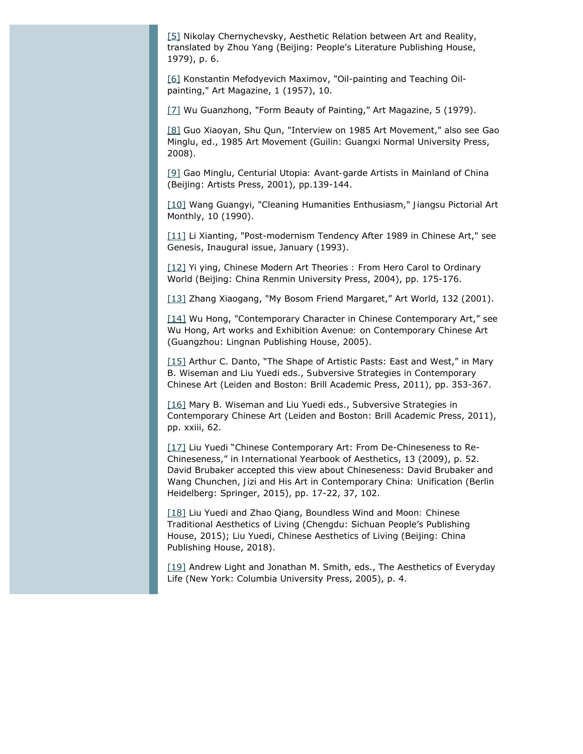[5] Nikolay Chernychevsky, Aesthetic Relation between Art and Reality, translated by Zhou Yang (Beijing: People's Literature Publishing House, 1979), p. 6.

[6] Konstantin Mefodyevich Maximov, "Oil-painting and Teaching Oil-painting," Art Magazine, 1 (1957), 10.

[7] Wu Guanzhong, "Form Beauty of Painting," Art Magazine, 5 (1979).

[8] Guo Xiaoyan, Shu Qun, "Interview on 1985 Art Movement," also see Gao Minglu, ed., 1985 Art Movement (Guilin: Guangxi Normal University Press, 2008).

[9] Gao Minglu, Centurial Utopia: Avant-garde Artists in Mainland of China (Beijing: Artists Press, 2001), pp.139-144.

[10] Wang Guangyi, "Cleaning Humanities Enthusiasm," Jiangsu Pictorial Art Monthly, 10 (1990).

[11] Li Xianting, "Post-modernism Tendency After 1989 in Chinese Art," see Genesis, Inaugural issue, January (1993).

[12] Yi ying, Chinese Modern Art Theories : From Hero Carol to Ordinary World (Beijing: China Renmin University Press, 2004), pp. 175-176.

[13] Zhang Xiaogang, "My Bosom Friend Margaret," Art World, 132 (2001).

[14] Wu Hong, "Contemporary Character in Chinese Contemporary Art," see Wu Hong, Art works and Exhibition Avenue: on Contemporary Chinese Art (Guangzhou: Lingnan Publishing House, 2005).

[15] Arthur C. Danto, "The Shape of Artistic Pasts: East and West," in Mary B. Wiseman and Liu Yuedi eds., Subversive Strategies in Contemporary Chinese Art (Leiden and Boston: Brill Academic Press, 2011), pp. 353-367.

[16] Mary B. Wiseman and Liu Yuedi eds., Subversive Strategies in Contemporary Chinese Art (Leiden and Boston: Brill Academic Press, 2011), pp. xxiii, 62.

[17] Liu Yuedi "Chinese Contemporary Art: From De-Chineseness to Re-Chineseness," in International Yearbook of Aesthetics, 13 (2009), p. 52. David Brubaker accepted this view about Chineseness: David Brubaker and Wang Chunchen, Jizi and His Art in Contemporary China: Unification (Berlin Heidelberg: Springer, 2015), pp. 17-22, 37, 102.

[18] Liu Yuedi and Zhao Qiang, Boundless Wind and Moon: Chinese Traditional Aesthetics of Living (Chengdu: Sichuan People's Publishing House, 2015); Liu Yuedi, Chinese Aesthetics of Living (Beijing: China Publishing House, 2018).

[19] Andrew Light and Jonathan M. Smith, eds., The Aesthetics of Everyday Life (New York: Columbia University Press, 2005), p. 4.